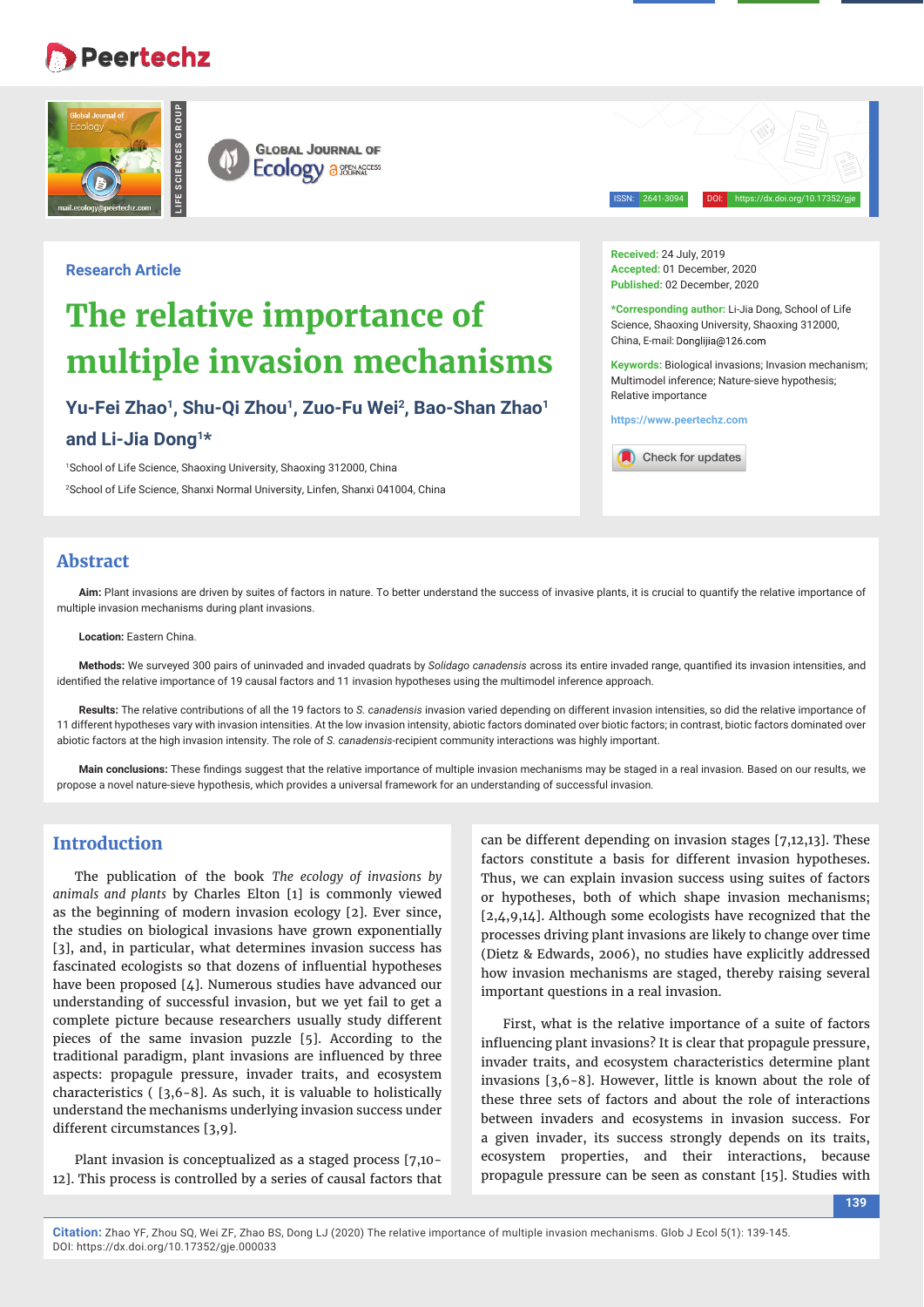Research Article

# The relative importance of multiple invasion mechanisms

**Yu-Fei Zhao[1], Shu-Qi Zhou[1], Zuo-Fu Wei[2], Bao-Shan Zhao[1] and Li-Jia Dong[1]***

[1]School of Life Science, Shaoxing University, Shaoxing 312000, China

[2]School of Life Science, Shanxi Normal University, Linfen, Shanxi 041004, China

**Received:** 24 July, 2019
**Accepted:** 01 December, 2020
**Published:** 02 December, 2020

***Corresponding author:** Li-Jia Dong, School of Life Science, Shaoxing University, Shaoxing 312000, China, E-mail: Donglijia@126.com

**Keywords:** Biological invasions; Invasion mechanism; Multimodel inference; Nature-sieve hypothesis; Relative importance

https://www.peertechz.com

## Abstract

**Aim:** Plant invasions are driven by suites of factors in nature. To better understand the success of invasive plants, it is crucial to quantify the relative importance of multiple invasion mechanisms during plant invasions.

**Location:** Eastern China.

**Methods:** We surveyed 300 pairs of uninvaded and invaded quadrats by *Solidago canadensis* across its entire invaded range, quantified its invasion intensities, and identified the relative importance of 19 causal factors and 11 invasion hypotheses using the multimodel inference approach.

**Results:** The relative contributions of all the 19 factors to *S. canadensis* invasion varied depending on different invasion intensities, so did the relative importance of 11 different hypotheses vary with invasion intensities. At the low invasion intensity, abiotic factors dominated over biotic factors; in contrast, biotic factors dominated over abiotic factors at the high invasion intensity. The role of *S. canadensis*-recipient community interactions was highly important.

**Main conclusions:** These findings suggest that the relative importance of multiple invasion mechanisms may be staged in a real invasion. Based on our results, we propose a novel nature-sieve hypothesis, which provides a universal framework for an understanding of successful invasion.

## Introduction

The publication of the book *The ecology of invasions by animals and plants* by Charles Elton [1] is commonly viewed as the beginning of modern invasion ecology [2]. Ever since, the studies on biological invasions have grown exponentially [3], and, in particular, what determines invasion success has fascinated ecologists so that dozens of influential hypotheses have been proposed [4]. Numerous studies have advanced our understanding of successful invasion, but we yet fail to get a complete picture because researchers usually study different pieces of the same invasion puzzle [5]. According to the traditional paradigm, plant invasions are influenced by three aspects: propagule pressure, invader traits, and ecosystem characteristics ( [3,6-8]. As such, it is valuable to holistically understand the mechanisms underlying invasion success under different circumstances [3,9].

Plant invasion is conceptualized as a staged process [7,10-12]. This process is controlled by a series of causal factors that can be different depending on invasion stages [7,12,13]. These factors constitute a basis for different invasion hypotheses. Thus, we can explain invasion success using suites of factors or hypotheses, both of which shape invasion mechanisms; [2,4,9,14]. Although some ecologists have recognized that the processes driving plant invasions are likely to change over time (Dietz & Edwards, 2006), no studies have explicitly addressed how invasion mechanisms are staged, thereby raising several important questions in a real invasion.

First, what is the relative importance of a suite of factors influencing plant invasions? It is clear that propagule pressure, invader traits, and ecosystem characteristics determine plant invasions [3,6-8]. However, little is known about the role of these three sets of factors and about the role of interactions between invaders and ecosystems in invasion success. For a given invader, its success strongly depends on its traits, ecosystem properties, and their interactions, because propagule pressure can be seen as constant [15]. Studies with

**Citation:** Zhao YF, Zhou SQ, Wei ZF, Zhao BS, Dong LJ (2020) The relative importance of multiple invasion mechanisms. Glob J Ecol 5(1): 139-145. DOI: https://dx.doi.org/10.17352/gje.000033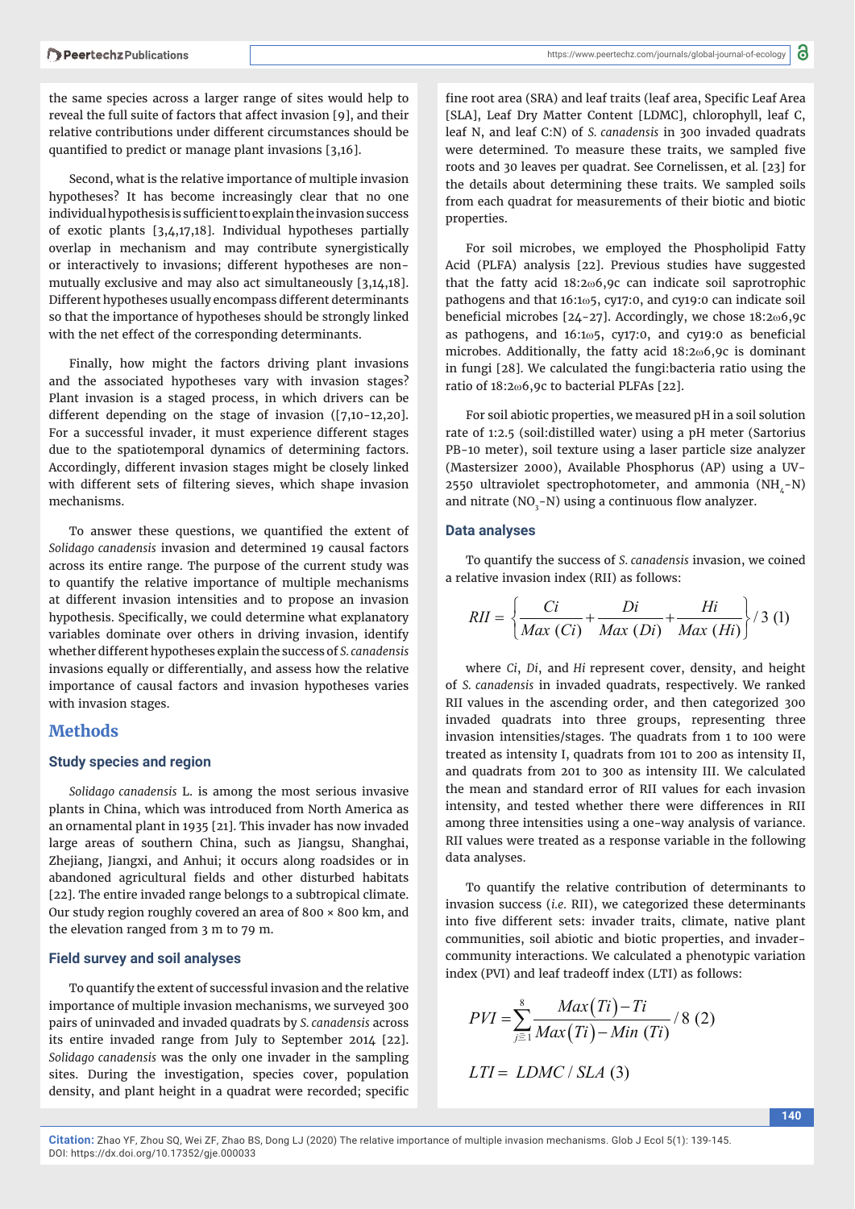the same species across a larger range of sites would help to reveal the full suite of factors that affect invasion [9], and their relative contributions under different circumstances should be quantified to predict or manage plant invasions [3,16].

Second, what is the relative importance of multiple invasion hypotheses? It has become increasingly clear that no one individual hypothesis is sufficient to explain the invasion success of exotic plants [3,4,17,18]. Individual hypotheses partially overlap in mechanism and may contribute synergistically or interactively to invasions; different hypotheses are non-mutually exclusive and may also act simultaneously [3,14,18]. Different hypotheses usually encompass different determinants so that the importance of hypotheses should be strongly linked with the net effect of the corresponding determinants.

Finally, how might the factors driving plant invasions and the associated hypotheses vary with invasion stages? Plant invasion is a staged process, in which drivers can be different depending on the stage of invasion ([7,10-12,20]. For a successful invader, it must experience different stages due to the spatiotemporal dynamics of determining factors. Accordingly, different invasion stages might be closely linked with different sets of filtering sieves, which shape invasion mechanisms.

To answer these questions, we quantified the extent of *Solidago canadensis* invasion and determined 19 causal factors across its entire range. The purpose of the current study was to quantify the relative importance of multiple mechanisms at different invasion intensities and to propose an invasion hypothesis. Specifically, we could determine what explanatory variables dominate over others in driving invasion, identify whether different hypotheses explain the success of *S. canadensis* invasions equally or differentially, and assess how the relative importance of causal factors and invasion hypotheses varies with invasion stages.

# Methods

## Study species and region

*Solidago canadensis* L. is among the most serious invasive plants in China, which was introduced from North America as an ornamental plant in 1935 [21]. This invader has now invaded large areas of southern China, such as Jiangsu, Shanghai, Zhejiang, Jiangxi, and Anhui; it occurs along roadsides or in abandoned agricultural fields and other disturbed habitats [22]. The entire invaded range belongs to a subtropical climate. Our study region roughly covered an area of 800 × 800 km, and the elevation ranged from 3 m to 79 m.

## Field survey and soil analyses

To quantify the extent of successful invasion and the relative importance of multiple invasion mechanisms, we surveyed 300 pairs of uninvaded and invaded quadrats by *S. canadensis* across its entire invaded range from July to September 2014 [22]. *Solidago canadensis* was the only one invader in the sampling sites. During the investigation, species cover, population density, and plant height in a quadrat were recorded; specific fine root area (SRA) and leaf traits (leaf area, Specific Leaf Area [SLA], Leaf Dry Matter Content [LDMC], chlorophyll, leaf C, leaf N, and leaf C:N) of *S. canadensis* in 300 invaded quadrats were determined. To measure these traits, we sampled five roots and 30 leaves per quadrat. See Cornelissen, et al. [23] for the details about determining these traits. We sampled soils from each quadrat for measurements of their biotic and biotic properties.

For soil microbes, we employed the Phospholipid Fatty Acid (PLFA) analysis [22]. Previous studies have suggested that the fatty acid 18:2ω6,9c can indicate soil saprotrophic pathogens and that 16:1ω5, cy17:0, and cy19:0 can indicate soil beneficial microbes [24-27]. Accordingly, we chose 18:2ω6,9c as pathogens, and 16:1ω5, cy17:0, and cy19:0 as beneficial microbes. Additionally, the fatty acid 18:2ω6,9c is dominant in fungi [28]. We calculated the fungi:bacteria ratio using the ratio of 18:2ω6,9c to bacterial PLFAs [22].

For soil abiotic properties, we measured pH in a soil solution rate of 1:2.5 (soil:distilled water) using a pH meter (Sartorius PB-10 meter), soil texture using a laser particle size analyzer (Mastersizer 2000), Available Phosphorus (AP) using a UV-2550 ultraviolet spectrophotometer, and ammonia ($NH_4$-N) and nitrate ($NO_3$-N) using a continuous flow analyzer.

## Data analyses

To quantify the success of *S. canadensis* invasion, we coined a relative invasion index (RII) as follows:

$$RII = \left\{ \frac{Ci}{Max\,(Ci)} + \frac{Di}{Max\,(Di)} + \frac{Hi}{Max\,(Hi)} \right\} / 3 \quad (1)$$

where $Ci$, $Di$, and $Hi$ represent cover, density, and height of *S. canadensis* in invaded quadrats, respectively. We ranked RII values in the ascending order, and then categorized 300 invaded quadrats into three groups, representing three invasion intensities/stages. The quadrats from 1 to 100 were treated as intensity I, quadrats from 101 to 200 as intensity II, and quadrats from 201 to 300 as intensity III. We calculated the mean and standard error of RII values for each invasion intensity, and tested whether there were differences in RII among three intensities using a one-way analysis of variance. RII values were treated as a response variable in the following data analyses.

To quantify the relative contribution of determinants to invasion success (*i.e.* RII), we categorized these determinants into five different sets: invader traits, climate, native plant communities, soil abiotic and biotic properties, and invader-community interactions. We calculated a phenotypic variation index (PVI) and leaf tradeoff index (LTI) as follows:

$$PVI = \sum_{j=1}^{8} \frac{Max(Ti) - Ti}{Max(Ti) - Min\,(Ti)} / 8 \quad (2)$$

$$LTI = LDMC / SLA \quad (3)$$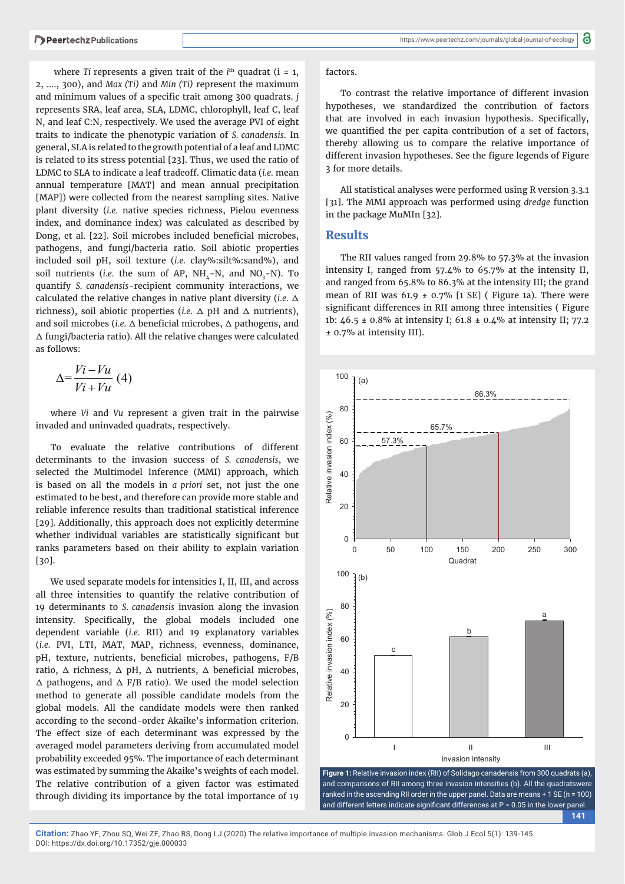where *Ti* represents a given trait of the $i^{th}$ quadrat (i = 1, 2, ...., 300), and *Max (Ti)* and *Min (Ti)* represent the maximum and minimum values of a specific trait among 300 quadrats. *j* represents SRA, leaf area, SLA, LDMC, chlorophyll, leaf C, leaf N, and leaf C:N, respectively. We used the average PVI of eight traits to indicate the phenotypic variation of *S. canadensis*. In general, SLA is related to the growth potential of a leaf and LDMC is related to its stress potential [23]. Thus, we used the ratio of LDMC to SLA to indicate a leaf tradeoff. Climatic data (*i.e.* mean annual temperature [MAT] and mean annual precipitation [MAP]) were collected from the nearest sampling sites. Native plant diversity (*i.e.* native species richness, Pielou evenness index, and dominance index) was calculated as described by Dong, et al. [22]. Soil microbes included beneficial microbes, pathogens, and fungi/bacteria ratio. Soil abiotic properties included soil pH, soil texture (*i.e.* clay%:silt%:sand%), and soil nutrients (*i.e.* the sum of AP, $NH_4$-N, and $NO_3$-N). To quantify *S. canadensis*-recipient community interactions, we calculated the relative changes in native plant diversity (*i.e.* Δ richness), soil abiotic properties (*i.e.* Δ pH and Δ nutrients), and soil microbes (*i.e.* Δ beneficial microbes, Δ pathogens, and Δ fungi/bacteria ratio). All the relative changes were calculated as follows:

$$\Delta = \frac{Vi - Vu}{Vi + Vu} \quad (4)$$

where *Vi* and *Vu* represent a given trait in the pairwise invaded and uninvaded quadrats, respectively.

To evaluate the relative contributions of different determinants to the invasion success of *S. canadensis*, we selected the Multimodel Inference (MMI) approach, which is based on all the models in *a priori* set, not just the one estimated to be best, and therefore can provide more stable and reliable inference results than traditional statistical inference [29]. Additionally, this approach does not explicitly determine whether individual variables are statistically significant but ranks parameters based on their ability to explain variation [30].

We used separate models for intensities I, II, III, and across all three intensities to quantify the relative contribution of 19 determinants to *S. canadensis* invasion along the invasion intensity. Specifically, the global models included one dependent variable (*i.e.* RII) and 19 explanatory variables (*i.e.* PVI, LTI, MAT, MAP, richness, evenness, dominance, pH, texture, nutrients, beneficial microbes, pathogens, F/B ratio, Δ richness, Δ pH, Δ nutrients, Δ beneficial microbes, Δ pathogens, and Δ F/B ratio). We used the model selection method to generate all possible candidate models from the global models. All the candidate models were then ranked according to the second-order Akaike's information criterion. The effect size of each determinant was expressed by the averaged model parameters deriving from accumulated model probability exceeded 95%. The importance of each determinant was estimated by summing the Akaike's weights of each model. The relative contribution of a given factor was estimated through dividing its importance by the total importance of 19 factors.

To contrast the relative importance of different invasion hypotheses, we standardized the contribution of factors that are involved in each invasion hypothesis. Specifically, we quantified the per capita contribution of a set of factors, thereby allowing us to compare the relative importance of different invasion hypotheses. See the figure legends of Figure 3 for more details.

All statistical analyses were performed using R version 3.3.1 [31]. The MMI approach was performed using *dredge* function in the package MuMIn [32].

## Results

The RII values ranged from 29.8% to 57.3% at the invasion intensity I, ranged from 57.4% to 65.7% at the intensity II, and ranged from 65.8% to 86.3% at the intensity III; the grand mean of RII was 61.9 ± 0.7% [1 SE] ( Figure 1a). There were significant differences in RII among three intensities ( Figure 1b: 46.5 ± 0.8% at intensity I; 61.8 ± 0.4% at intensity II; 77.2 ± 0.7% at intensity III).

**Figure 1:** Relative invasion index (RII) of Solidago canadensis from 300 quadrats (a), and comparisons of RII among three invasion intensities (b). All the quadratswere ranked in the ascending RII order in the upper panel. Data are means + 1 SE (n = 100) and different letters indicate significant differences at P = 0.05 in the lower panel.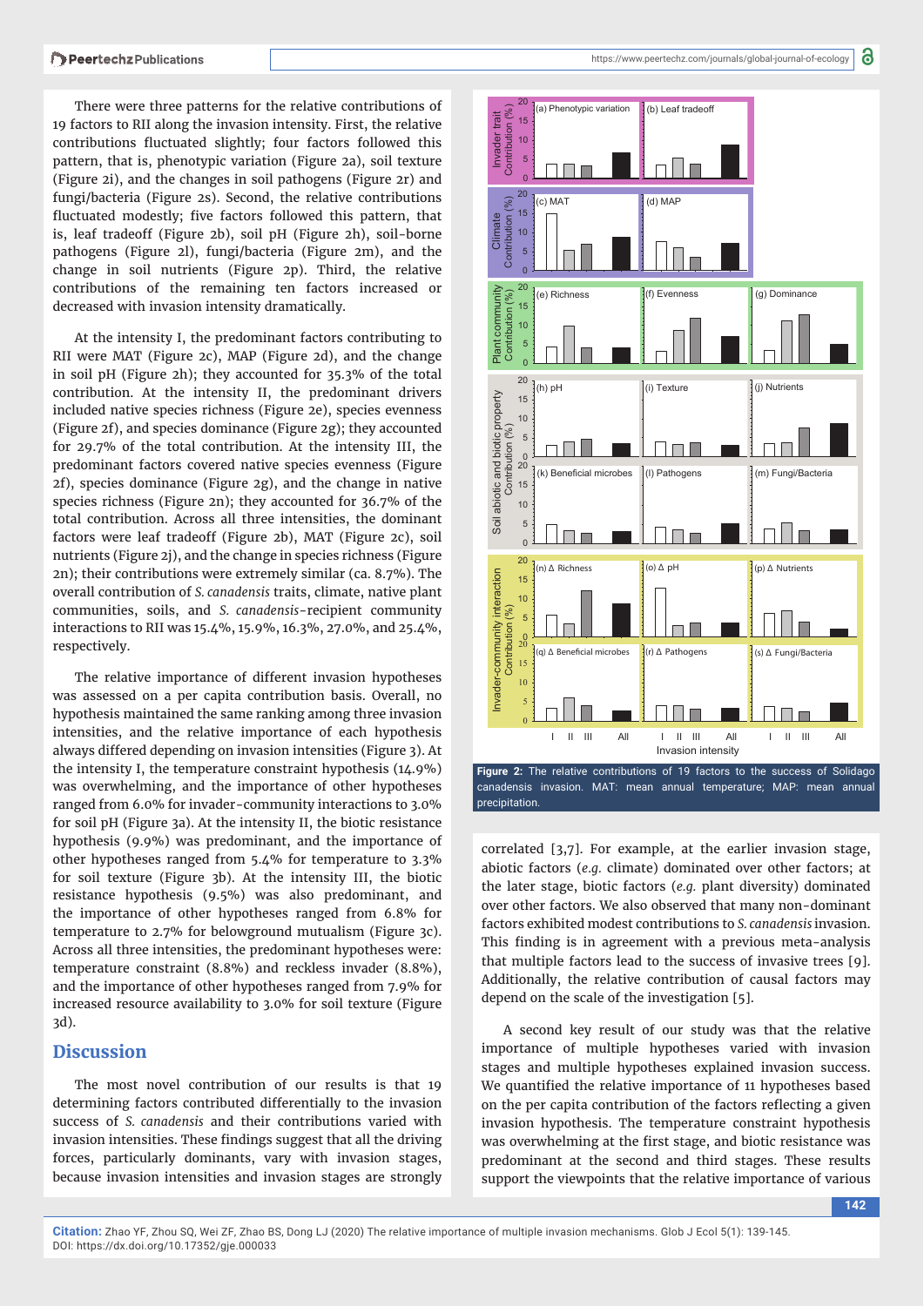There were three patterns for the relative contributions of 19 factors to RII along the invasion intensity. First, the relative contributions fluctuated slightly; four factors followed this pattern, that is, phenotypic variation (Figure 2a), soil texture (Figure 2i), and the changes in soil pathogens (Figure 2r) and fungi/bacteria (Figure 2s). Second, the relative contributions fluctuated modestly; five factors followed this pattern, that is, leaf tradeoff (Figure 2b), soil pH (Figure 2h), soil-borne pathogens (Figure 2l), fungi/bacteria (Figure 2m), and the change in soil nutrients (Figure 2p). Third, the relative contributions of the remaining ten factors increased or decreased with invasion intensity dramatically.

At the intensity I, the predominant factors contributing to RII were MAT (Figure 2c), MAP (Figure 2d), and the change in soil pH (Figure 2h); they accounted for 35.3% of the total contribution. At the intensity II, the predominant drivers included native species richness (Figure 2e), species evenness (Figure 2f), and species dominance (Figure 2g); they accounted for 29.7% of the total contribution. At the intensity III, the predominant factors covered native species evenness (Figure 2f), species dominance (Figure 2g), and the change in native species richness (Figure 2n); they accounted for 36.7% of the total contribution. Across all three intensities, the dominant factors were leaf tradeoff (Figure 2b), MAT (Figure 2c), soil nutrients (Figure 2j), and the change in species richness (Figure 2n); their contributions were extremely similar (ca. 8.7%). The overall contribution of *S. canadensis* traits, climate, native plant communities, soils, and *S. canadensis*-recipient community interactions to RII was 15.4%, 15.9%, 16.3%, 27.0%, and 25.4%, respectively.

The relative importance of different invasion hypotheses was assessed on a per capita contribution basis. Overall, no hypothesis maintained the same ranking among three invasion intensities, and the relative importance of each hypothesis always differed depending on invasion intensities (Figure 3). At the intensity I, the temperature constraint hypothesis (14.9%) was overwhelming, and the importance of other hypotheses ranged from 6.0% for invader-community interactions to 3.0% for soil pH (Figure 3a). At the intensity II, the biotic resistance hypothesis (9.9%) was predominant, and the importance of other hypotheses ranged from 5.4% for temperature to 3.3% for soil texture (Figure 3b). At the intensity III, the biotic resistance hypothesis (9.5%) was also predominant, and the importance of other hypotheses ranged from 6.8% for temperature to 2.7% for belowground mutualism (Figure 3c). Across all three intensities, the predominant hypotheses were: temperature constraint (8.8%) and reckless invader (8.8%), and the importance of other hypotheses ranged from 7.9% for increased resource availability to 3.0% for soil texture (Figure 3d).

**Figure 2:** The relative contributions of 19 factors to the success of Solidago canadensis invasion. MAT: mean annual temperature; MAP: mean annual precipitation.

## Discussion

The most novel contribution of our results is that 19 determining factors contributed differentially to the invasion success of *S. canadensis* and their contributions varied with invasion intensities. These findings suggest that all the driving forces, particularly dominants, vary with invasion stages, because invasion intensities and invasion stages are strongly correlated [3,7]. For example, at the earlier invasion stage, abiotic factors (*e.g.* climate) dominated over other factors; at the later stage, biotic factors (*e.g.* plant diversity) dominated over other factors. We also observed that many non-dominant factors exhibited modest contributions to *S. canadensis* invasion. This finding is in agreement with a previous meta-analysis that multiple factors lead to the success of invasive trees [9]. Additionally, the relative contribution of causal factors may depend on the scale of the investigation [5].

A second key result of our study was that the relative importance of multiple hypotheses varied with invasion stages and multiple hypotheses explained invasion success. We quantified the relative importance of 11 hypotheses based on the per capita contribution of the factors reflecting a given invasion hypothesis. The temperature constraint hypothesis was overwhelming at the first stage, and biotic resistance was predominant at the second and third stages. These results support the viewpoints that the relative importance of various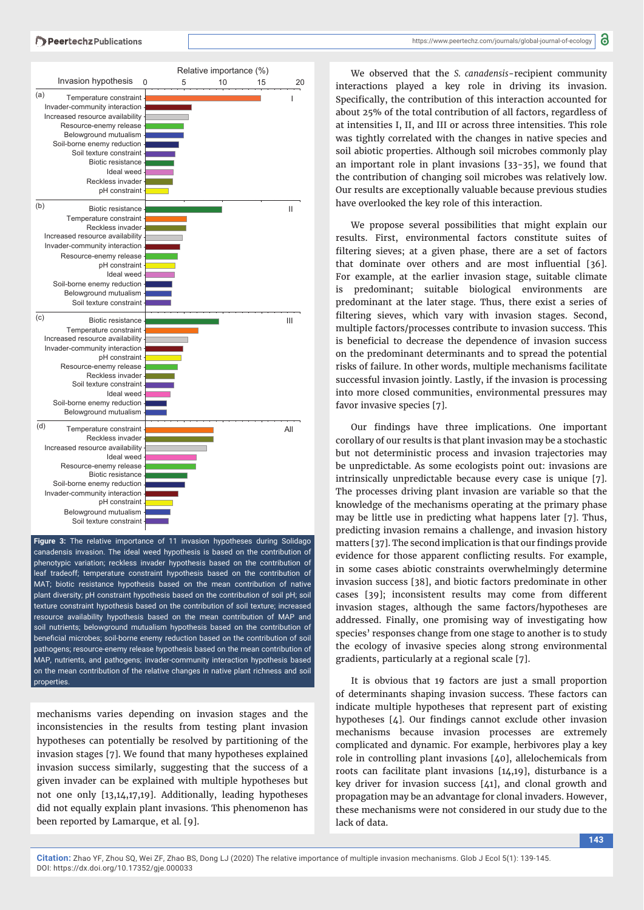Figure 3: The relative importance of 11 invasion hypotheses during Solidago canadensis invasion. The ideal weed hypothesis is based on the contribution of phenotypic variation; reckless invader hypothesis based on the contribution of leaf tradeoff; temperature constraint hypothesis based on the contribution of MAT; biotic resistance hypothesis based on the mean contribution of native plant diversity; pH constraint hypothesis based on the contribution of soil pH; soil texture constraint hypothesis based on the contribution of soil texture; increased resource availability hypothesis based on the mean contribution of MAP and soil nutrients; belowground mutualism hypothesis based on the contribution of beneficial microbes; soil-borne enemy reduction based on the contribution of soil pathogens; resource-enemy release hypothesis based on the mean contribution of MAP, nutrients, and pathogens; invader-community interaction hypothesis based on the mean contribution of the relative changes in native plant richness and soil properties.

mechanisms varies depending on invasion stages and the inconsistencies in the results from testing plant invasion hypotheses can potentially be resolved by partitioning of the invasion stages [7]. We found that many hypotheses explained invasion success similarly, suggesting that the success of a given invader can be explained with multiple hypotheses but not one only [13,14,17,19]. Additionally, leading hypotheses did not equally explain plant invasions. This phenomenon has been reported by Lamarque, et al. [9].

We observed that the *S. canadensis*-recipient community interactions played a key role in driving its invasion. Specifically, the contribution of this interaction accounted for about 25% of the total contribution of all factors, regardless of at intensities I, II, and III or across three intensities. This role was tightly correlated with the changes in native species and soil abiotic properties. Although soil microbes commonly play an important role in plant invasions [33-35], we found that the contribution of changing soil microbes was relatively low. Our results are exceptionally valuable because previous studies have overlooked the key role of this interaction.

We propose several possibilities that might explain our results. First, environmental factors constitute suites of filtering sieves; at a given phase, there are a set of factors that dominate over others and are most influential [36]. For example, at the earlier invasion stage, suitable climate is predominant; suitable biological environments are predominant at the later stage. Thus, there exist a series of filtering sieves, which vary with invasion stages. Second, multiple factors/processes contribute to invasion success. This is beneficial to decrease the dependence of invasion success on the predominant determinants and to spread the potential risks of failure. In other words, multiple mechanisms facilitate successful invasion jointly. Lastly, if the invasion is processing into more closed communities, environmental pressures may favor invasive species [7].

Our findings have three implications. One important corollary of our results is that plant invasion may be a stochastic but not deterministic process and invasion trajectories may be unpredictable. As some ecologists point out: invasions are intrinsically unpredictable because every case is unique [7]. The processes driving plant invasion are variable so that the knowledge of the mechanisms operating at the primary phase may be little use in predicting what happens later [7]. Thus, predicting invasion remains a challenge, and invasion history matters [37]. The second implication is that our findings provide evidence for those apparent conflicting results. For example, in some cases abiotic constraints overwhelmingly determine invasion success [38], and biotic factors predominate in other cases [39]; inconsistent results may come from different invasion stages, although the same factors/hypotheses are addressed. Finally, one promising way of investigating how species' responses change from one stage to another is to study the ecology of invasive species along strong environmental gradients, particularly at a regional scale [7].

It is obvious that 19 factors are just a small proportion of determinants shaping invasion success. These factors can indicate multiple hypotheses that represent part of existing hypotheses [4]. Our findings cannot exclude other invasion mechanisms because invasion processes are extremely complicated and dynamic. For example, herbivores play a key role in controlling plant invasions [40], allelochemicals from roots can facilitate plant invasions [14,19], disturbance is a key driver for invasion success [41], and clonal growth and propagation may be an advantage for clonal invaders. However, these mechanisms were not considered in our study due to the lack of data.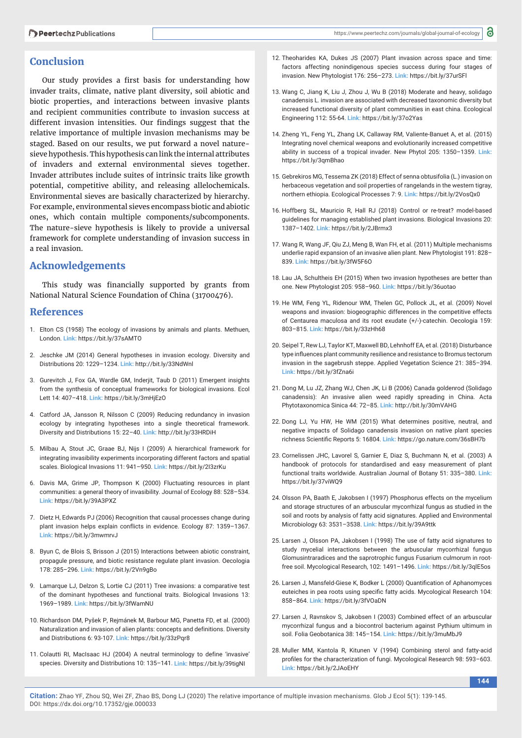## Conclusion

Our study provides a first basis for understanding how invader traits, climate, native plant diversity, soil abiotic and biotic properties, and interactions between invasive plants and recipient communities contribute to invasion success at different invasion intensities. Our findings suggest that the relative importance of multiple invasion mechanisms may be staged. Based on our results, we put forward a novel nature-sieve hypothesis. This hypothesis can link the internal attributes of invaders and external environmental sieves together. Invader attributes include suites of intrinsic traits like growth potential, competitive ability, and releasing allelochemicals. Environmental sieves are basically characterized by hierarchy. For example, environmental sieves encompass biotic and abiotic ones, which contain multiple components/subcomponents. The nature-sieve hypothesis is likely to provide a universal framework for complete understanding of invasion success in a real invasion.

## Acknowledgements

This study was financially supported by grants from National Natural Science Foundation of China (31700476).

## References

1. Elton CS (1958) The ecology of invasions by animals and plants. Methuen, London. **Link:** https://bit.ly/37sAMTO
2. Jeschke JM (2014) General hypotheses in invasion ecology. Diversity and Distributions 20: 1229–1234. **Link:** http://bit.ly/33NdWnl
3. Gurevitch J, Fox GA, Wardle GM, Inderjit, Taub D (2011) Emergent insights from the synthesis of conceptual frameworks for biological invasions. Ecol Lett 14: 407–418. **Link:** https://bit.ly/3mHjEzO
4. Catford JA, Jansson R, Nilsson C (2009) Reducing redundancy in invasion ecology by integrating hypotheses into a single theoretical framework. Diversity and Distributions 15: 22–40. **Link:** http://bit.ly/33HRDiH
5. Milbau A, Stout JC, Graae BJ, Nijs I (2009) A hierarchical framework for integrating invasibility experiments incorporating different factors and spatial scales. Biological Invasions 11: 941–950. **Link:** https://bit.ly/2I3zrKu
6. Davis MA, Grime JP, Thompson K (2000) Fluctuating resources in plant communities: a general theory of invasibility. Journal of Ecology 88: 528–534. **Link:** https://bit.ly/39A3PXZ
7. Dietz H, Edwards PJ (2006) Recognition that causal processes change during plant invasion helps explain conflicts in evidence. Ecology 87: 1359–1367. **Link:** https://bit.ly/3mwmrvJ
8. Byun C, de Blois S, Brisson J (2015) Interactions between abiotic constraint, propagule pressure, and biotic resistance regulate plant invasion. Oecologia 178: 285–296. **Link:** https://bit.ly/2Vn9gBo
9. Lamarque LJ, Delzon S, Lortie CJ (2011) Tree invasions: a comparative test of the dominant hypotheses and functional traits. Biological Invasions 13: 1969–1989. **Link:** https://bit.ly/3fWamNU
10. Richardson DM, Pyšek P, Rejmánek M, Barbour MG, Panetta FD, et al. (2000) Naturalization and invasion of alien plants: concepts and definitions. Diversity and Distributions 6: 93-107. **Link:** https://bit.ly/33zPqr8
11. Colautti RI, MacIsaac HJ (2004) A neutral terminology to define 'invasive' species. Diversity and Distributions 10: 135–141. **Link:** https://bit.ly/39tigNI
12. Theoharides KA, Dukes JS (2007) Plant invasion across space and time: factors affecting nonindigenous species success during four stages of invasion. New Phytologist 176: 256–273. **Link:** https://bit.ly/37urSFl
13. Wang C, Jiang K, Liu J, Zhou J, Wu B (2018) Moderate and heavy, solidago canadensis L. invasion are associated with decreased taxonomic diversity but increased functional diversity of plant communities in east china. Ecological Engineering 112: 55-64. **Link:** https://bit.ly/37o2Yas
14. Zheng YL, Feng YL, Zhang LK, Callaway RM, Valiente-Banuet A, et al. (2015) Integrating novel chemical weapons and evolutionarily increased competitive ability in success of a tropical invader. New Phytol 205: 1350–1359. **Link:** https://bit.ly/3qmBhao
15. Gebrekiros MG, Tessema ZK (2018) Effect of senna obtusifolia (L.) invasion on herbaceous vegetation and soil properties of rangelands in the western tigray, northern ethiopia. Ecological Processes 7: 9. **Link:** https://bit.ly/2VosQx0
16. Hoffberg SL, Mauricio R, Hall RJ (2018) Control or re-treat? model-based guidelines for managing established plant invasions. Biological Invasions 20: 1387–1402. **Link:** https://bit.ly/2JBrmx3
17. Wang R, Wang JF, Qiu ZJ, Meng B, Wan FH, et al. (2011) Multiple mechanisms underlie rapid expansion of an invasive alien plant. New Phytologist 191: 828–839. **Link:** https://bit.ly/3fW5F6O
18. Lau JA, Schultheis EH (2015) When two invasion hypotheses are better than one. New Phytologist 205: 958–960. **Link:** https://bit.ly/36uotao
19. He WM, Feng YL, Ridenour WM, Thelen GC, Pollock JL, et al. (2009) Novel weapons and invasion: biogeographic differences in the competitive effects of Centaurea maculosa and its root exudate (+/-)-catechin. Oecologia 159: 803–815. **Link:** https://bit.ly/33zHh68
20. Seipel T, Rew LJ, Taylor KT, Maxwell BD, Lehnhoff EA, et al. (2018) Disturbance type influences plant community resilience and resistance to Bromus tectorum invasion in the sagebrush steppe. Applied Vegetation Science 21: 385–394. **Link:** https://bit.ly/3fZna6i
21. Dong M, Lu JZ, Zhang WJ, Chen JK, Li B (2006) Canada goldenrod (Solidago canadensis): An invasive alien weed rapidly spreading in China. Acta Phytotaxonomica Sinica 44: 72–85. **Link:** http://bit.ly/30mVAHG
22. Dong LJ, Yu HW, He WM (2015) What determines positive, neutral, and negative impacts of Solidago canadensis invasion on native plant species richness Scientific Reports 5: 16804. **Link:** https://go.nature.com/36sBH7b
23. Cornelissen JHC, Lavorel S, Garnier E, Diaz S, Buchmann N, et al. (2003) A handbook of protocols for standardised and easy measurement of plant functional traits worldwide. Australian Journal of Botany 51: 335–380. **Link:** https://bit.ly/37viWQ9
24. Olsson PA, Baath E, Jakobsen I (1997) Phosphorus effects on the mycelium and storage structures of an arbuscular mycorrhizal fungus as studied in the soil and roots by analysis of fatty acid signatures. Applied and Environmental Microbiology 63: 3531–3538. **Link:** https://bit.ly/39A9ttk
25. Larsen J, Olsson PA, Jakobsen I (1998) The use of fatty acid signatures to study mycelial interactions between the arbuscular mycorrhizal fungus Glomusintraradices and the saprotrophic fungus Fusarium culmorum in root-free soil. Mycological Research, 102: 1491–1496. **Link:** https://bit.ly/3qlE5os
26. Larsen J, Mansfeld-Giese K, Bodker L (2000) Quantification of Aphanomyces euteiches in pea roots using specific fatty acids. Mycological Research 104: 858–864. **Link:** https://bit.ly/3fVOaDN
27. Larsen J, Ravnskov S, Jakobsen I (2003) Combined effect of an arbuscular mycorrhizal fungus and a biocontrol bacterium against Pythium ultimum in soil. Folia Geobotanica 38: 145–154. **Link:** https://bit.ly/3muMbJ9
28. Muller MM, Kantola R, Kitunen V (1994) Combining sterol and fatty-acid profiles for the characterization of fungi. Mycological Research 98: 593–603. **Link:** https://bit.ly/2JAoEHY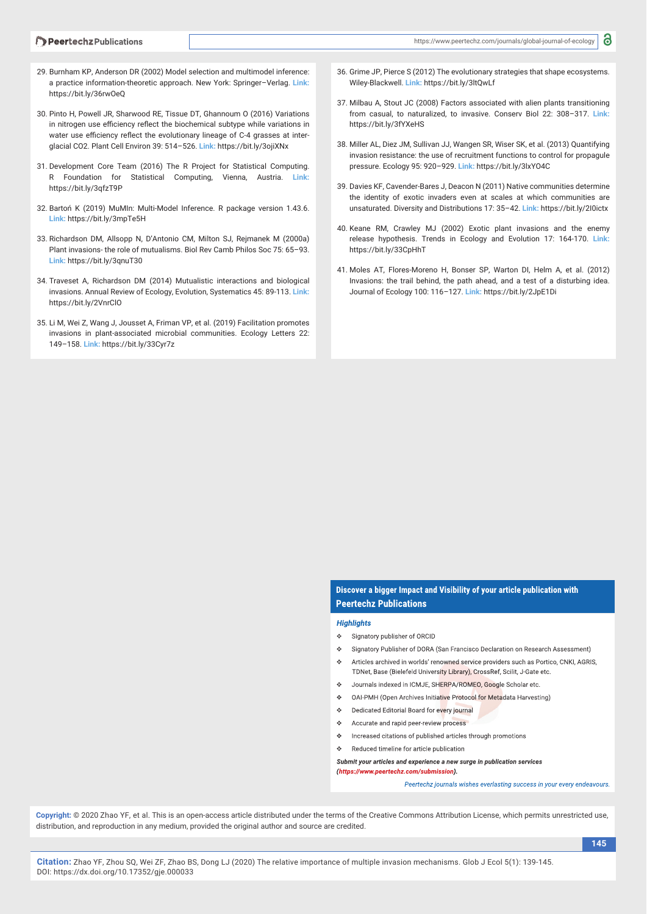29. Burnham KP, Anderson DR (2002) Model selection and multimodel inference: a practice information-theoretic approach. New York: Springer–Verlag. **Link:** https://bit.ly/36rwOeQ

30. Pinto H, Powell JR, Sharwood RE, Tissue DT, Ghannoum O (2016) Variations in nitrogen use efficiency reflect the biochemical subtype while variations in water use efficiency reflect the evolutionary lineage of C-4 grasses at inter-glacial CO2. Plant Cell Environ 39: 514–526. **Link:** https://bit.ly/3ojiXNx

31. Development Core Team (2016) The R Project for Statistical Computing. R Foundation for Statistical Computing, Vienna, Austria. **Link:** https://bit.ly/3qfzT9P

32. Bartoń K (2019) MuMIn: Multi-Model Inference. R package version 1.43.6. **Link:** https://bit.ly/3mpTe5H

33. Richardson DM, Allsopp N, D'Antonio CM, Milton SJ, Rejmanek M (2000a) Plant invasions- the role of mutualisms. Biol Rev Camb Philos Soc 75: 65–93. **Link:** https://bit.ly/3qnuT30

34. Traveset A, Richardson DM (2014) Mutualistic interactions and biological invasions. Annual Review of Ecology, Evolution, Systematics 45: 89-113. **Link:** https://bit.ly/2VnrClO

35. Li M, Wei Z, Wang J, Jousset A, Friman VP, et al. (2019) Facilitation promotes invasions in plant-associated microbial communities. Ecology Letters 22: 149–158. **Link:** https://bit.ly/33Cyr7z

36. Grime JP, Pierce S (2012) The evolutionary strategies that shape ecosystems. Wiley-Blackwell. **Link:** https://bit.ly/3ltQwLf

37. Milbau A, Stout JC (2008) Factors associated with alien plants transitioning from casual, to naturalized, to invasive. Conserv Biol 22: 308–317. **Link:** https://bit.ly/3fYXeHS

38. Miller AL, Diez JM, Sullivan JJ, Wangen SR, Wiser SK, et al. (2013) Quantifying invasion resistance: the use of recruitment functions to control for propagule pressure. Ecology 95: 920–929. **Link:** https://bit.ly/3lxYO4C

39. Davies KF, Cavender-Bares J, Deacon N (2011) Native communities determine the identity of exotic invaders even at scales at which communities are unsaturated. Diversity and Distributions 17: 35–42. **Link:** https://bit.ly/2I0ictx

40. Keane RM, Crawley MJ (2002) Exotic plant invasions and the enemy release hypothesis. Trends in Ecology and Evolution 17: 164-170. **Link:** https://bit.ly/33CpHhT

41. Moles AT, Flores-Moreno H, Bonser SP, Warton DI, Helm A, et al. (2012) Invasions: the trail behind, the path ahead, and a test of a disturbing idea. Journal of Ecology 100: 116–127. **Link:** https://bit.ly/2JpE1Di

**Discover a bigger Impact and Visibility of your article publication with Peertechz Publications**

***Highlights***

- Signatory publisher of ORCID
- Signatory Publisher of DORA (San Francisco Declaration on Research Assessment)
- Articles archived in worlds' renowned service providers such as Portico, CNKI, AGRIS, TDNet, Base (Bielefeld University Library), CrossRef, Scilit, J-Gate etc.
- Journals indexed in ICMJE, SHERPA/ROMEO, Google Scholar etc.
- OAI-PMH (Open Archives Initiative Protocol for Metadata Harvesting)
- Dedicated Editorial Board for every journal
- Accurate and rapid peer-review process
- Increased citations of published articles through promotions
- Reduced timeline for article publication

***Submit your articles and experience a new surge in publication services (https://www.peertechz.com/submission).***

*Peertechz journals wishes everlasting success in your every endeavours.*

**Copyright:** © 2020 Zhao YF, et al. This is an open-access article distributed under the terms of the Creative Commons Attribution License, which permits unrestricted use, distribution, and reproduction in any medium, provided the original author and source are credited.